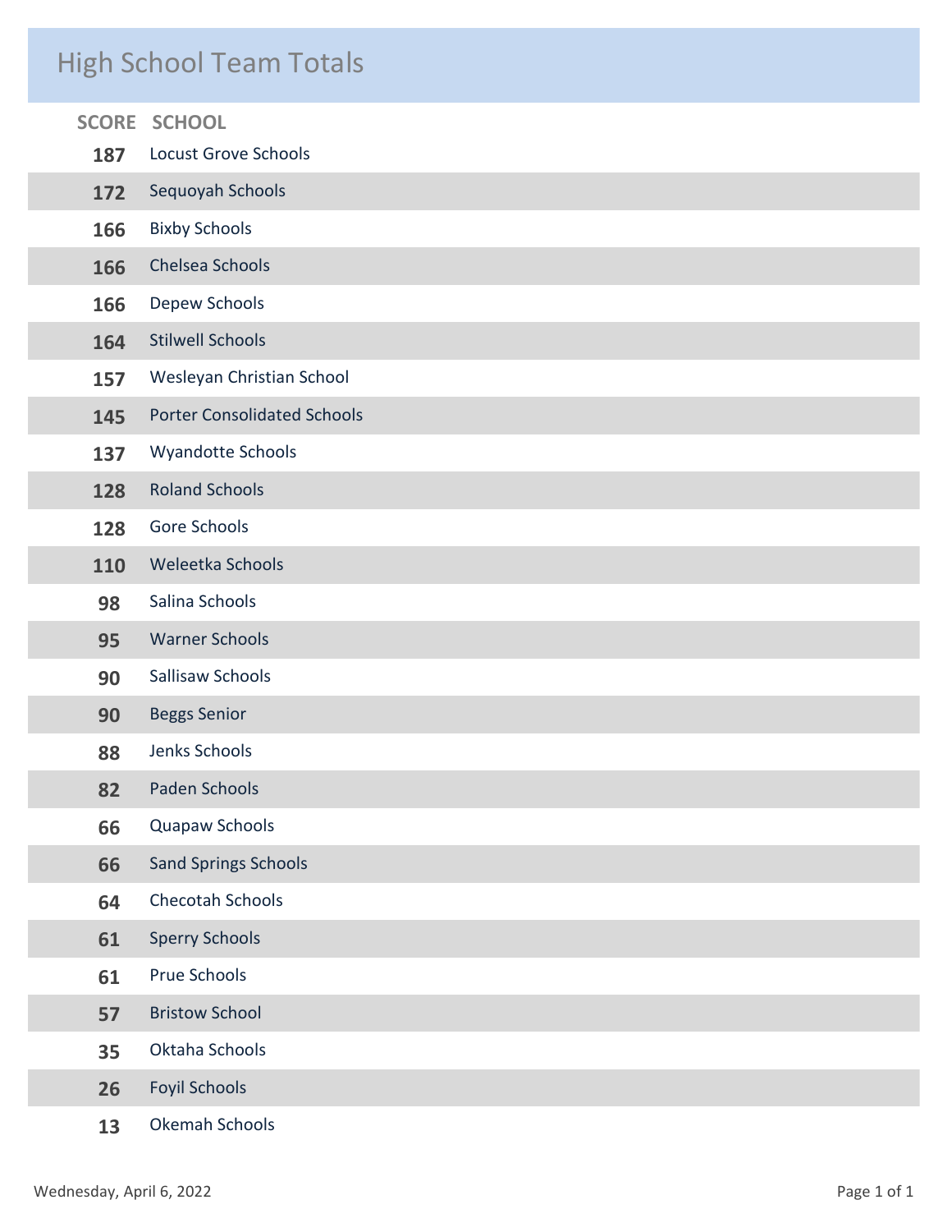# High School Team Totals

| SCORE | SCHOOL |
|---|---|
| 187 | Locust Grove Schools |
| 172 | Sequoyah Schools |
| 166 | Bixby Schools |
| 166 | Chelsea Schools |
| 166 | Depew Schools |
| 164 | Stilwell Schools |
| 157 | Wesleyan Christian School |
| 145 | Porter Consolidated Schools |
| 137 | Wyandotte Schools |
| 128 | Roland Schools |
| 128 | Gore Schools |
| 110 | Weleetka Schools |
| 98 | Salina Schools |
| 95 | Warner Schools |
| 90 | Sallisaw Schools |
| 90 | Beggs Senior |
| 88 | Jenks Schools |
| 82 | Paden Schools |
| 66 | Quapaw Schools |
| 66 | Sand Springs Schools |
| 64 | Checotah Schools |
| 61 | Sperry Schools |
| 61 | Prue Schools |
| 57 | Bristow School |
| 35 | Oktaha Schools |
| 26 | Foyil Schools |
| 13 | Okemah Schools |

Wednesday, April 6, 2022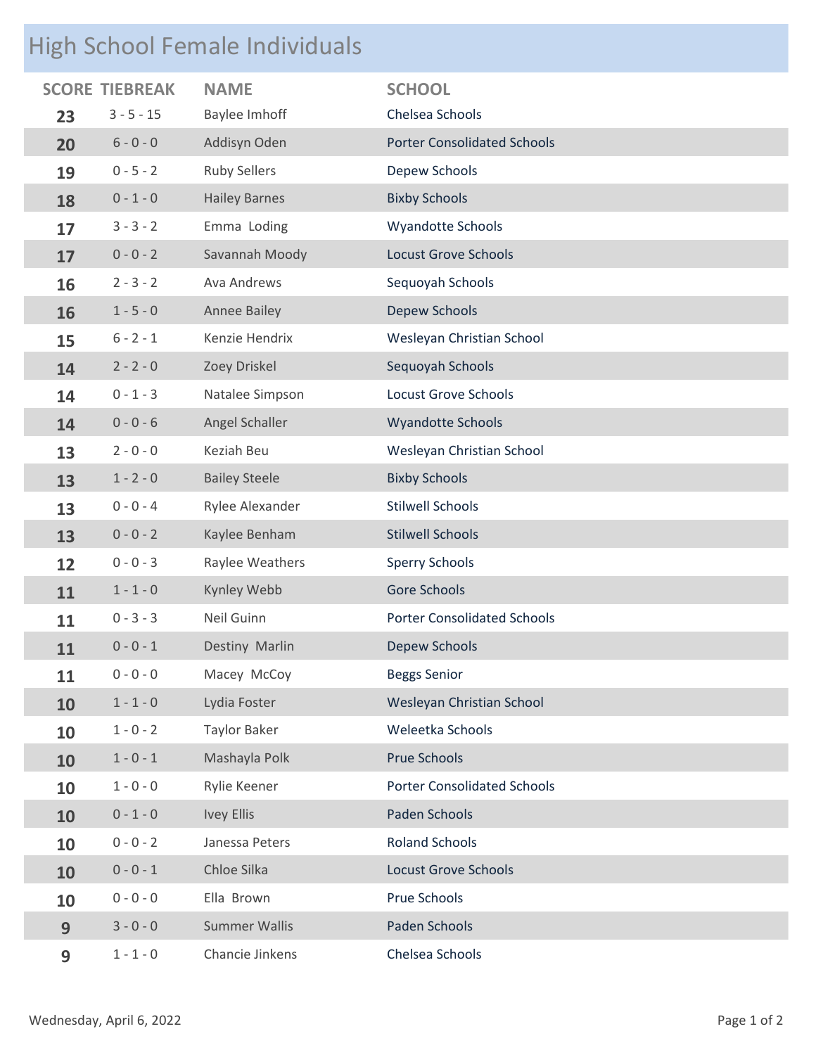# High School Female Individuals

| SCORE | TIEBREAK | NAME | SCHOOL |
|---|---|---|---|
| 23 | 3 - 5 - 15 | Baylee Imhoff | Chelsea Schools |
| 20 | 6 - 0 - 0 | Addisyn Oden | Porter Consolidated Schools |
| 19 | 0 - 5 - 2 | Ruby Sellers | Depew Schools |
| 18 | 0 - 1 - 0 | Hailey Barnes | Bixby Schools |
| 17 | 3 - 3 - 2 | Emma Loding | Wyandotte Schools |
| 17 | 0 - 0 - 2 | Savannah Moody | Locust Grove Schools |
| 16 | 2 - 3 - 2 | Ava Andrews | Sequoyah Schools |
| 16 | 1 - 5 - 0 | Annee Bailey | Depew Schools |
| 15 | 6 - 2 - 1 | Kenzie Hendrix | Wesleyan Christian School |
| 14 | 2 - 2 - 0 | Zoey Driskel | Sequoyah Schools |
| 14 | 0 - 1 - 3 | Natalee Simpson | Locust Grove Schools |
| 14 | 0 - 0 - 6 | Angel Schaller | Wyandotte Schools |
| 13 | 2 - 0 - 0 | Keziah Beu | Wesleyan Christian School |
| 13 | 1 - 2 - 0 | Bailey Steele | Bixby Schools |
| 13 | 0 - 0 - 4 | Rylee Alexander | Stilwell Schools |
| 13 | 0 - 0 - 2 | Kaylee Benham | Stilwell Schools |
| 12 | 0 - 0 - 3 | Raylee Weathers | Sperry Schools |
| 11 | 1 - 1 - 0 | Kynley Webb | Gore Schools |
| 11 | 0 - 3 - 3 | Neil Guinn | Porter Consolidated Schools |
| 11 | 0 - 0 - 1 | Destiny Marlin | Depew Schools |
| 11 | 0 - 0 - 0 | Macey McCoy | Beggs Senior |
| 10 | 1 - 1 - 0 | Lydia Foster | Wesleyan Christian School |
| 10 | 1 - 0 - 2 | Taylor Baker | Weleetka Schools |
| 10 | 1 - 0 - 1 | Mashayla Polk | Prue Schools |
| 10 | 1 - 0 - 0 | Rylie Keener | Porter Consolidated Schools |
| 10 | 0 - 1 - 0 | Ivey Ellis | Paden Schools |
| 10 | 0 - 0 - 2 | Janessa Peters | Roland Schools |
| 10 | 0 - 0 - 1 | Chloe Silka | Locust Grove Schools |
| 10 | 0 - 0 - 0 | Ella Brown | Prue Schools |
| 9 | 3 - 0 - 0 | Summer Wallis | Paden Schools |
| 9 | 1 - 1 - 0 | Chancie Jinkens | Chelsea Schools |

Wednesday, April 6, 2022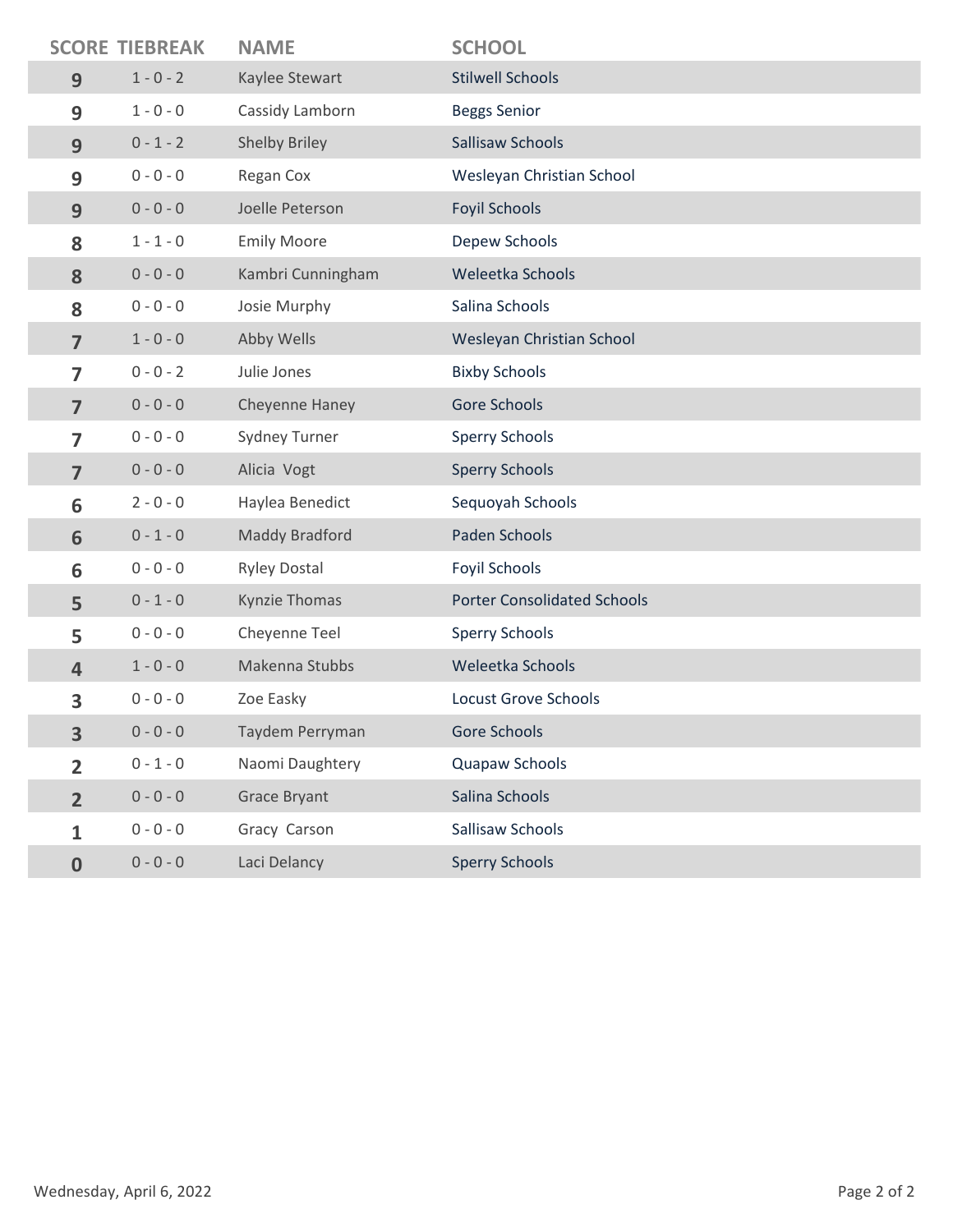| SCORE | TIEBREAK | NAME | SCHOOL |
|---|---|---|---|
| 9 | 1 - 0 - 2 | Kaylee Stewart | Stilwell Schools |
| 9 | 1 - 0 - 0 | Cassidy Lamborn | Beggs Senior |
| 9 | 0 - 1 - 2 | Shelby Briley | Sallisaw Schools |
| 9 | 0 - 0 - 0 | Regan Cox | Wesleyan Christian School |
| 9 | 0 - 0 - 0 | Joelle Peterson | Foyil Schools |
| 8 | 1 - 1 - 0 | Emily Moore | Depew Schools |
| 8 | 0 - 0 - 0 | Kambri Cunningham | Weleetka Schools |
| 8 | 0 - 0 - 0 | Josie Murphy | Salina Schools |
| 7 | 1 - 0 - 0 | Abby Wells | Wesleyan Christian School |
| 7 | 0 - 0 - 2 | Julie Jones | Bixby Schools |
| 7 | 0 - 0 - 0 | Cheyenne Haney | Gore Schools |
| 7 | 0 - 0 - 0 | Sydney Turner | Sperry Schools |
| 7 | 0 - 0 - 0 | Alicia Vogt | Sperry Schools |
| 6 | 2 - 0 - 0 | Haylea Benedict | Sequoyah Schools |
| 6 | 0 - 1 - 0 | Maddy Bradford | Paden Schools |
| 6 | 0 - 0 - 0 | Ryley Dostal | Foyil Schools |
| 5 | 0 - 1 - 0 | Kynzie Thomas | Porter Consolidated Schools |
| 5 | 0 - 0 - 0 | Cheyenne Teel | Sperry Schools |
| 4 | 1 - 0 - 0 | Makenna Stubbs | Weleetka Schools |
| 3 | 0 - 0 - 0 | Zoe Easky | Locust Grove Schools |
| 3 | 0 - 0 - 0 | Taydem Perryman | Gore Schools |
| 2 | 0 - 1 - 0 | Naomi Daughtery | Quapaw Schools |
| 2 | 0 - 0 - 0 | Grace Bryant | Salina Schools |
| 1 | 0 - 0 - 0 | Gracy Carson | Sallisaw Schools |
| 0 | 0 - 0 - 0 | Laci Delancy | Sperry Schools |

Wednesday, April 6, 2022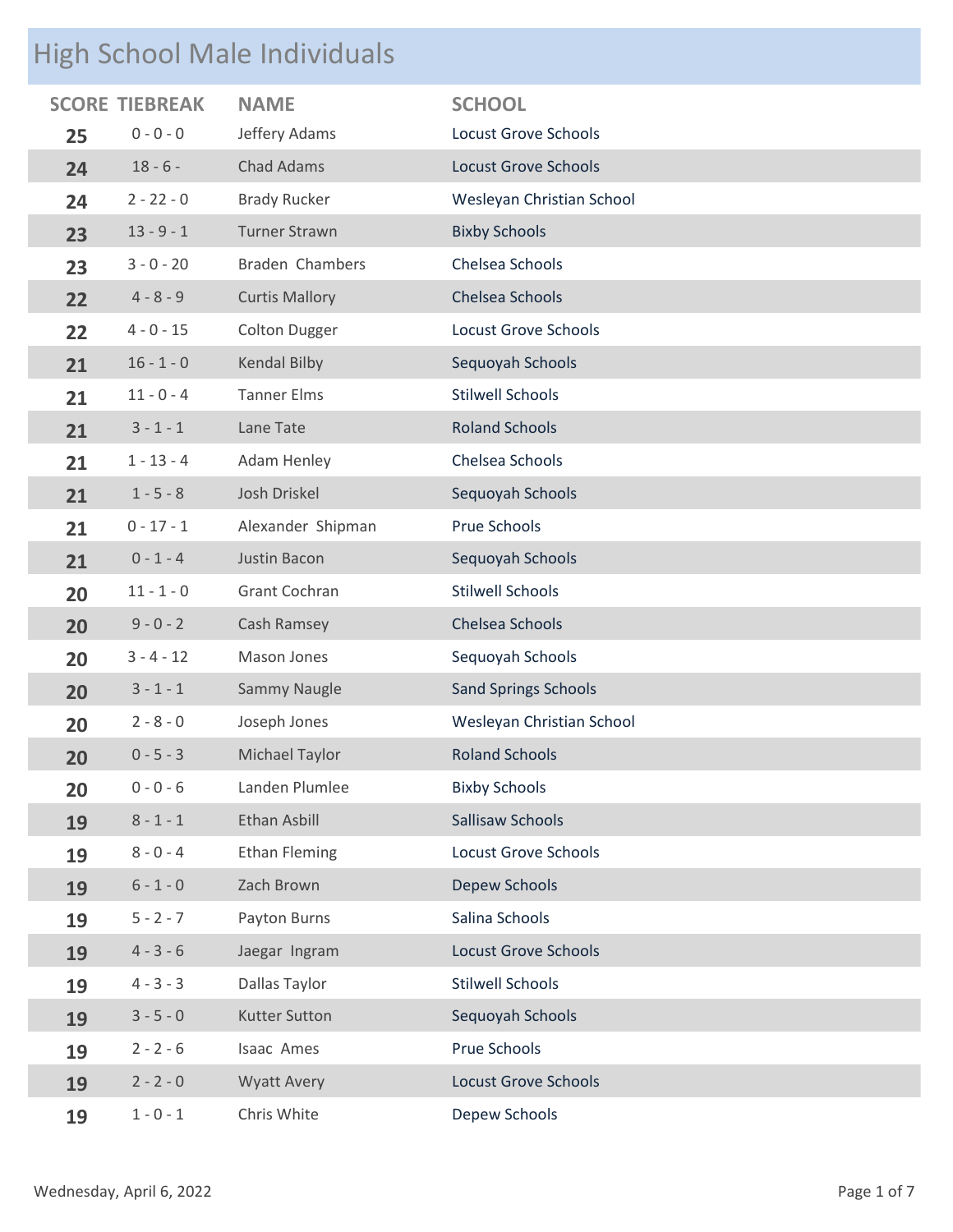# High School Male Individuals

| SCORE | TIEBREAK | NAME | SCHOOL |
|---|---|---|---|
| 25 | 0 - 0 - 0 | Jeffery Adams | Locust Grove Schools |
| 24 | 18 - 6 - | Chad Adams | Locust Grove Schools |
| 24 | 2 - 22 - 0 | Brady Rucker | Wesleyan Christian School |
| 23 | 13 - 9 - 1 | Turner Strawn | Bixby Schools |
| 23 | 3 - 0 - 20 | Braden Chambers | Chelsea Schools |
| 22 | 4 - 8 - 9 | Curtis Mallory | Chelsea Schools |
| 22 | 4 - 0 - 15 | Colton Dugger | Locust Grove Schools |
| 21 | 16 - 1 - 0 | Kendal Bilby | Sequoyah Schools |
| 21 | 11 - 0 - 4 | Tanner Elms | Stilwell Schools |
| 21 | 3 - 1 - 1 | Lane Tate | Roland Schools |
| 21 | 1 - 13 - 4 | Adam Henley | Chelsea Schools |
| 21 | 1 - 5 - 8 | Josh Driskel | Sequoyah Schools |
| 21 | 0 - 17 - 1 | Alexander Shipman | Prue Schools |
| 21 | 0 - 1 - 4 | Justin Bacon | Sequoyah Schools |
| 20 | 11 - 1 - 0 | Grant Cochran | Stilwell Schools |
| 20 | 9 - 0 - 2 | Cash Ramsey | Chelsea Schools |
| 20 | 3 - 4 - 12 | Mason Jones | Sequoyah Schools |
| 20 | 3 - 1 - 1 | Sammy Naugle | Sand Springs Schools |
| 20 | 2 - 8 - 0 | Joseph Jones | Wesleyan Christian School |
| 20 | 0 - 5 - 3 | Michael Taylor | Roland Schools |
| 20 | 0 - 0 - 6 | Landen Plumlee | Bixby Schools |
| 19 | 8 - 1 - 1 | Ethan Asbill | Sallisaw Schools |
| 19 | 8 - 0 - 4 | Ethan Fleming | Locust Grove Schools |
| 19 | 6 - 1 - 0 | Zach Brown | Depew Schools |
| 19 | 5 - 2 - 7 | Payton Burns | Salina Schools |
| 19 | 4 - 3 - 6 | Jaegar Ingram | Locust Grove Schools |
| 19 | 4 - 3 - 3 | Dallas Taylor | Stilwell Schools |
| 19 | 3 - 5 - 0 | Kutter Sutton | Sequoyah Schools |
| 19 | 2 - 2 - 6 | Isaac Ames | Prue Schools |
| 19 | 2 - 2 - 0 | Wyatt Avery | Locust Grove Schools |
| 19 | 1 - 0 - 1 | Chris White | Depew Schools |

Wednesday, April 6, 2022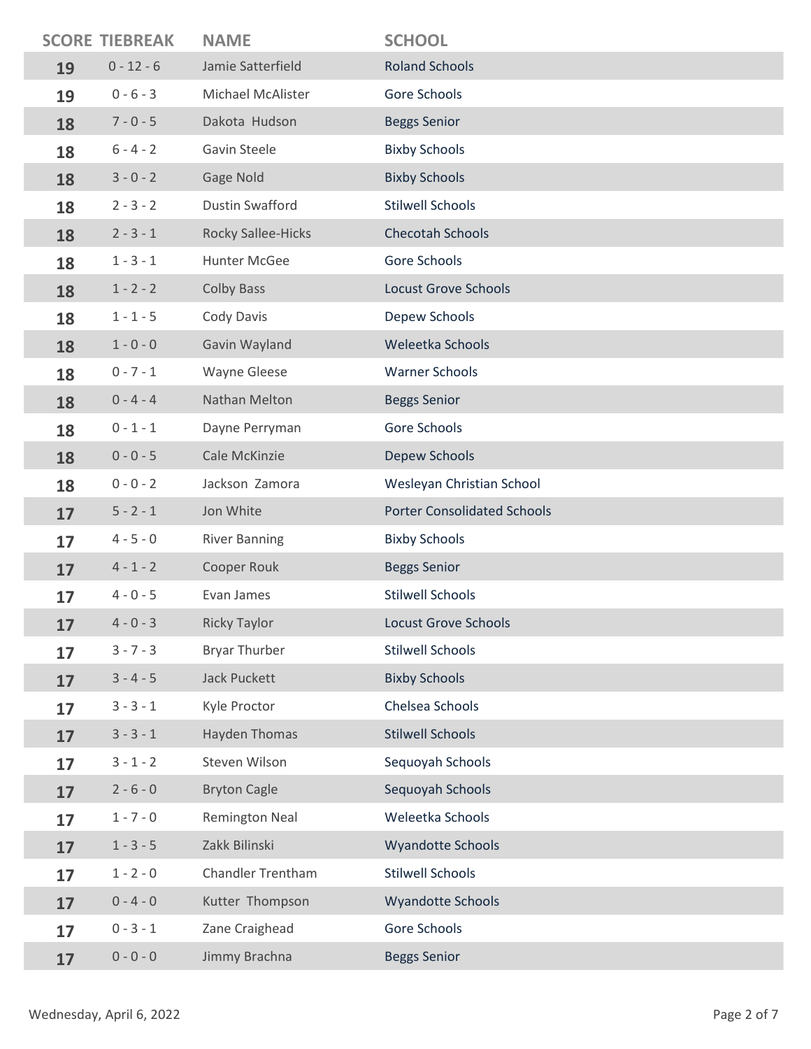| SCORE | TIEBREAK | NAME | SCHOOL |
|---|---|---|---|
| 19 | 0 - 12 - 6 | Jamie Satterfield | Roland Schools |
| 19 | 0 - 6 - 3 | Michael McAlister | Gore Schools |
| 18 | 7 - 0 - 5 | Dakota  Hudson | Beggs Senior |
| 18 | 6 - 4 - 2 | Gavin Steele | Bixby Schools |
| 18 | 3 - 0 - 2 | Gage Nold | Bixby Schools |
| 18 | 2 - 3 - 2 | Dustin Swafford | Stilwell Schools |
| 18 | 2 - 3 - 1 | Rocky Sallee-Hicks | Checotah Schools |
| 18 | 1 - 3 - 1 | Hunter McGee | Gore Schools |
| 18 | 1 - 2 - 2 | Colby Bass | Locust Grove Schools |
| 18 | 1 - 1 - 5 | Cody Davis | Depew Schools |
| 18 | 1 - 0 - 0 | Gavin Wayland | Weleetka Schools |
| 18 | 0 - 7 - 1 | Wayne Gleese | Warner Schools |
| 18 | 0 - 4 - 4 | Nathan Melton | Beggs Senior |
| 18 | 0 - 1 - 1 | Dayne Perryman | Gore Schools |
| 18 | 0 - 0 - 5 | Cale McKinzie | Depew Schools |
| 18 | 0 - 0 - 2 | Jackson  Zamora | Wesleyan Christian School |
| 17 | 5 - 2 - 1 | Jon White | Porter Consolidated Schools |
| 17 | 4 - 5 - 0 | River Banning | Bixby Schools |
| 17 | 4 - 1 - 2 | Cooper Rouk | Beggs Senior |
| 17 | 4 - 0 - 5 | Evan James | Stilwell Schools |
| 17 | 4 - 0 - 3 | Ricky Taylor | Locust Grove Schools |
| 17 | 3 - 7 - 3 | Bryar Thurber | Stilwell Schools |
| 17 | 3 - 4 - 5 | Jack Puckett | Bixby Schools |
| 17 | 3 - 3 - 1 | Kyle Proctor | Chelsea Schools |
| 17 | 3 - 3 - 1 | Hayden Thomas | Stilwell Schools |
| 17 | 3 - 1 - 2 | Steven Wilson | Sequoyah Schools |
| 17 | 2 - 6 - 0 | Bryton Cagle | Sequoyah Schools |
| 17 | 1 - 7 - 0 | Remington Neal | Weleetka Schools |
| 17 | 1 - 3 - 5 | Zakk Bilinski | Wyandotte Schools |
| 17 | 1 - 2 - 0 | Chandler Trentham | Stilwell Schools |
| 17 | 0 - 4 - 0 | Kutter  Thompson | Wyandotte Schools |
| 17 | 0 - 3 - 1 | Zane Craighead | Gore Schools |
| 17 | 0 - 0 - 0 | Jimmy Brachna | Beggs Senior |

Wednesday, April 6, 2022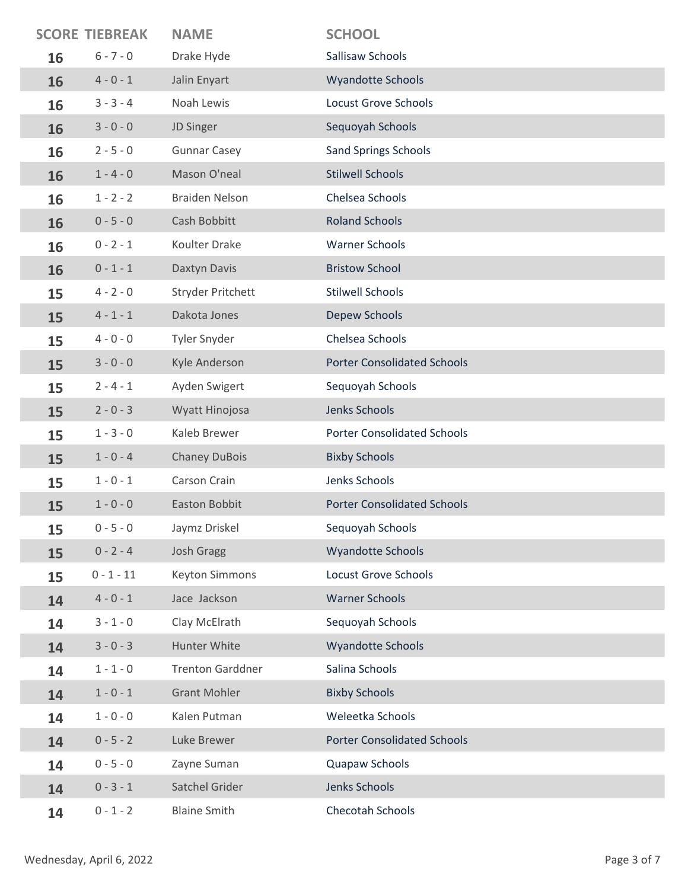| SCORE | TIEBREAK | NAME | SCHOOL |
| --- | --- | --- | --- |
| 16 | 6 - 7 - 0 | Drake Hyde | Sallisaw Schools |
| 16 | 4 - 0 - 1 | Jalin Enyart | Wyandotte Schools |
| 16 | 3 - 3 - 4 | Noah Lewis | Locust Grove Schools |
| 16 | 3 - 0 - 0 | JD Singer | Sequoyah Schools |
| 16 | 2 - 5 - 0 | Gunnar Casey | Sand Springs Schools |
| 16 | 1 - 4 - 0 | Mason O'neal | Stilwell Schools |
| 16 | 1 - 2 - 2 | Braiden Nelson | Chelsea Schools |
| 16 | 0 - 5 - 0 | Cash Bobbitt | Roland Schools |
| 16 | 0 - 2 - 1 | Koulter Drake | Warner Schools |
| 16 | 0 - 1 - 1 | Daxtyn Davis | Bristow School |
| 15 | 4 - 2 - 0 | Stryder Pritchett | Stilwell Schools |
| 15 | 4 - 1 - 1 | Dakota Jones | Depew Schools |
| 15 | 4 - 0 - 0 | Tyler Snyder | Chelsea Schools |
| 15 | 3 - 0 - 0 | Kyle Anderson | Porter Consolidated Schools |
| 15 | 2 - 4 - 1 | Ayden Swigert | Sequoyah Schools |
| 15 | 2 - 0 - 3 | Wyatt Hinojosa | Jenks Schools |
| 15 | 1 - 3 - 0 | Kaleb Brewer | Porter Consolidated Schools |
| 15 | 1 - 0 - 4 | Chaney DuBois | Bixby Schools |
| 15 | 1 - 0 - 1 | Carson Crain | Jenks Schools |
| 15 | 1 - 0 - 0 | Easton Bobbit | Porter Consolidated Schools |
| 15 | 0 - 5 - 0 | Jaymz Driskel | Sequoyah Schools |
| 15 | 0 - 2 - 4 | Josh Gragg | Wyandotte Schools |
| 15 | 0 - 1 - 11 | Keyton Simmons | Locust Grove Schools |
| 14 | 4 - 0 - 1 | Jace Jackson | Warner Schools |
| 14 | 3 - 1 - 0 | Clay McElrath | Sequoyah Schools |
| 14 | 3 - 0 - 3 | Hunter White | Wyandotte Schools |
| 14 | 1 - 1 - 0 | Trenton Garddner | Salina Schools |
| 14 | 1 - 0 - 1 | Grant Mohler | Bixby Schools |
| 14 | 1 - 0 - 0 | Kalen Putman | Weleetka Schools |
| 14 | 0 - 5 - 2 | Luke Brewer | Porter Consolidated Schools |
| 14 | 0 - 5 - 0 | Zayne Suman | Quapaw Schools |
| 14 | 0 - 3 - 1 | Satchel Grider | Jenks Schools |
| 14 | 0 - 1 - 2 | Blaine Smith | Checotah Schools |

Wednesday, April 6, 2022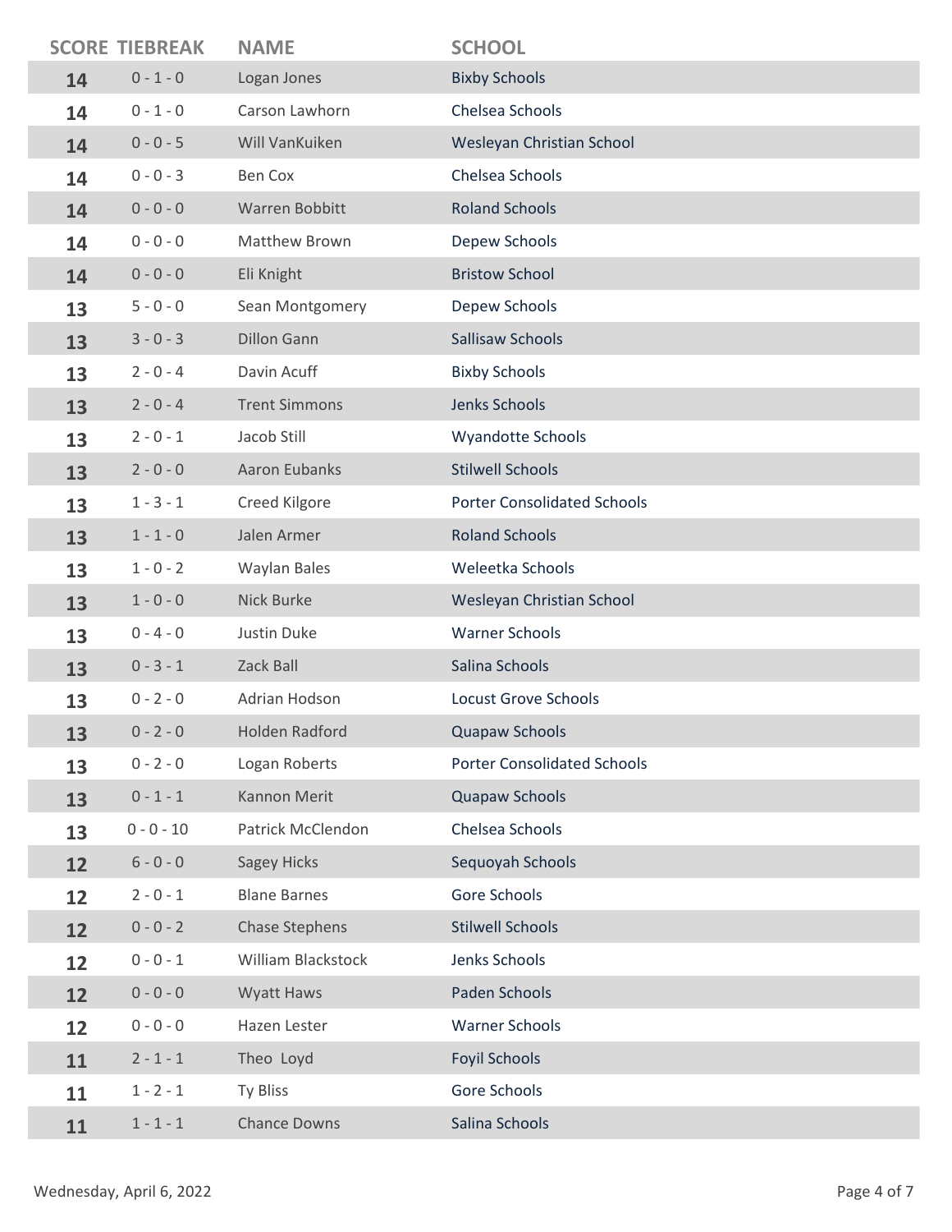| SCORE | TIEBREAK | NAME | SCHOOL |
|---|---|---|---|
| 14 | 0 - 1 - 0 | Logan Jones | Bixby Schools |
| 14 | 0 - 1 - 0 | Carson Lawhorn | Chelsea Schools |
| 14 | 0 - 0 - 5 | Will VanKuiken | Wesleyan Christian School |
| 14 | 0 - 0 - 3 | Ben Cox | Chelsea Schools |
| 14 | 0 - 0 - 0 | Warren Bobbitt | Roland Schools |
| 14 | 0 - 0 - 0 | Matthew Brown | Depew Schools |
| 14 | 0 - 0 - 0 | Eli Knight | Bristow School |
| 13 | 5 - 0 - 0 | Sean Montgomery | Depew Schools |
| 13 | 3 - 0 - 3 | Dillon Gann | Sallisaw Schools |
| 13 | 2 - 0 - 4 | Davin Acuff | Bixby Schools |
| 13 | 2 - 0 - 4 | Trent Simmons | Jenks Schools |
| 13 | 2 - 0 - 1 | Jacob Still | Wyandotte Schools |
| 13 | 2 - 0 - 0 | Aaron Eubanks | Stilwell Schools |
| 13 | 1 - 3 - 1 | Creed Kilgore | Porter Consolidated Schools |
| 13 | 1 - 1 - 0 | Jalen Armer | Roland Schools |
| 13 | 1 - 0 - 2 | Waylan Bales | Weleetka Schools |
| 13 | 1 - 0 - 0 | Nick Burke | Wesleyan Christian School |
| 13 | 0 - 4 - 0 | Justin Duke | Warner Schools |
| 13 | 0 - 3 - 1 | Zack Ball | Salina Schools |
| 13 | 0 - 2 - 0 | Adrian Hodson | Locust Grove Schools |
| 13 | 0 - 2 - 0 | Holden Radford | Quapaw Schools |
| 13 | 0 - 2 - 0 | Logan Roberts | Porter Consolidated Schools |
| 13 | 0 - 1 - 1 | Kannon Merit | Quapaw Schools |
| 13 | 0 - 0 - 10 | Patrick McClendon | Chelsea Schools |
| 12 | 6 - 0 - 0 | Sagey Hicks | Sequoyah Schools |
| 12 | 2 - 0 - 1 | Blane Barnes | Gore Schools |
| 12 | 0 - 0 - 2 | Chase Stephens | Stilwell Schools |
| 12 | 0 - 0 - 1 | William Blackstock | Jenks Schools |
| 12 | 0 - 0 - 0 | Wyatt Haws | Paden Schools |
| 12 | 0 - 0 - 0 | Hazen Lester | Warner Schools |
| 11 | 2 - 1 - 1 | Theo Loyd | Foyil Schools |
| 11 | 1 - 2 - 1 | Ty Bliss | Gore Schools |
| 11 | 1 - 1 - 1 | Chance Downs | Salina Schools |

Wednesday, April 6, 2022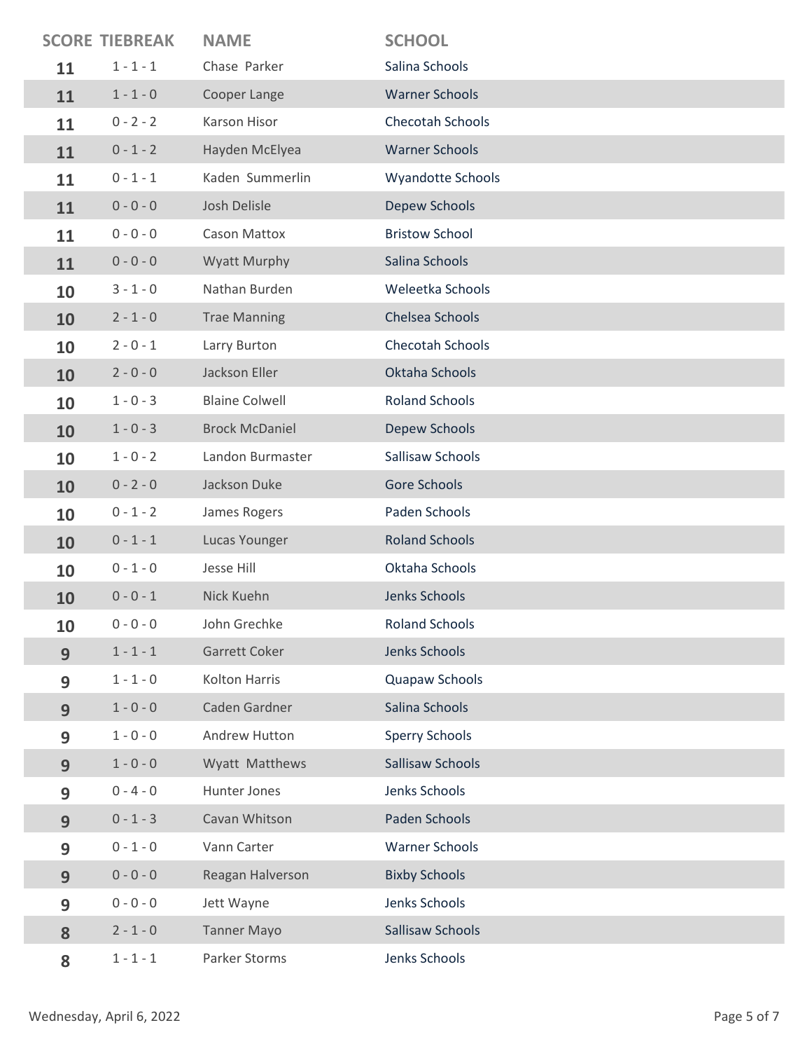| SCORE | TIEBREAK | NAME | SCHOOL |
|---|---|---|---|
| 11 | 1 - 1 - 1 | Chase Parker | Salina Schools |
| 11 | 1 - 1 - 0 | Cooper Lange | Warner Schools |
| 11 | 0 - 2 - 2 | Karson Hisor | Checotah Schools |
| 11 | 0 - 1 - 2 | Hayden McElyea | Warner Schools |
| 11 | 0 - 1 - 1 | Kaden Summerlin | Wyandotte Schools |
| 11 | 0 - 0 - 0 | Josh Delisle | Depew Schools |
| 11 | 0 - 0 - 0 | Cason Mattox | Bristow School |
| 11 | 0 - 0 - 0 | Wyatt Murphy | Salina Schools |
| 10 | 3 - 1 - 0 | Nathan Burden | Weleetka Schools |
| 10 | 2 - 1 - 0 | Trae Manning | Chelsea Schools |
| 10 | 2 - 0 - 1 | Larry Burton | Checotah Schools |
| 10 | 2 - 0 - 0 | Jackson Eller | Oktaha Schools |
| 10 | 1 - 0 - 3 | Blaine Colwell | Roland Schools |
| 10 | 1 - 0 - 3 | Brock McDaniel | Depew Schools |
| 10 | 1 - 0 - 2 | Landon Burmaster | Sallisaw Schools |
| 10 | 0 - 2 - 0 | Jackson Duke | Gore Schools |
| 10 | 0 - 1 - 2 | James Rogers | Paden Schools |
| 10 | 0 - 1 - 1 | Lucas Younger | Roland Schools |
| 10 | 0 - 1 - 0 | Jesse Hill | Oktaha Schools |
| 10 | 0 - 0 - 1 | Nick Kuehn | Jenks Schools |
| 10 | 0 - 0 - 0 | John Grechke | Roland Schools |
| 9 | 1 - 1 - 1 | Garrett Coker | Jenks Schools |
| 9 | 1 - 1 - 0 | Kolton Harris | Quapaw Schools |
| 9 | 1 - 0 - 0 | Caden Gardner | Salina Schools |
| 9 | 1 - 0 - 0 | Andrew Hutton | Sperry Schools |
| 9 | 1 - 0 - 0 | Wyatt Matthews | Sallisaw Schools |
| 9 | 0 - 4 - 0 | Hunter Jones | Jenks Schools |
| 9 | 0 - 1 - 3 | Cavan Whitson | Paden Schools |
| 9 | 0 - 1 - 0 | Vann Carter | Warner Schools |
| 9 | 0 - 0 - 0 | Reagan Halverson | Bixby Schools |
| 9 | 0 - 0 - 0 | Jett Wayne | Jenks Schools |
| 8 | 2 - 1 - 0 | Tanner Mayo | Sallisaw Schools |
| 8 | 1 - 1 - 1 | Parker Storms | Jenks Schools |

Wednesday, April 6, 2022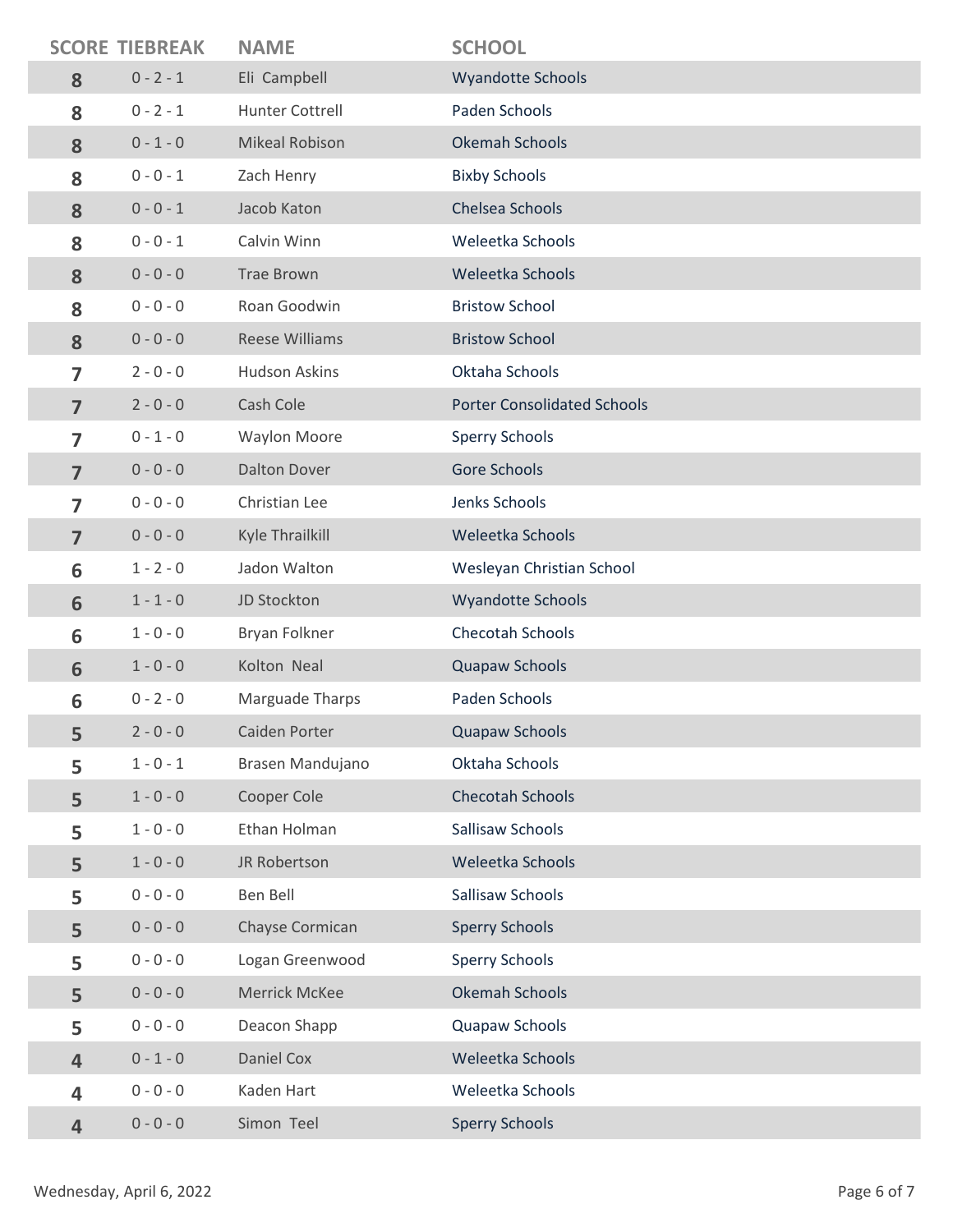| SCORE | TIEBREAK | NAME | SCHOOL |
| --- | --- | --- | --- |
| 8 | 0 - 2 - 1 | Eli  Campbell | Wyandotte Schools |
| 8 | 0 - 2 - 1 | Hunter Cottrell | Paden Schools |
| 8 | 0 - 1 - 0 | Mikeal Robison | Okemah Schools |
| 8 | 0 - 0 - 1 | Zach Henry | Bixby Schools |
| 8 | 0 - 0 - 1 | Jacob Katon | Chelsea Schools |
| 8 | 0 - 0 - 1 | Calvin Winn | Weleetka Schools |
| 8 | 0 - 0 - 0 | Trae Brown | Weleetka Schools |
| 8 | 0 - 0 - 0 | Roan Goodwin | Bristow School |
| 8 | 0 - 0 - 0 | Reese Williams | Bristow School |
| 7 | 2 - 0 - 0 | Hudson Askins | Oktaha Schools |
| 7 | 2 - 0 - 0 | Cash Cole | Porter Consolidated Schools |
| 7 | 0 - 1 - 0 | Waylon Moore | Sperry Schools |
| 7 | 0 - 0 - 0 | Dalton Dover | Gore Schools |
| 7 | 0 - 0 - 0 | Christian Lee | Jenks Schools |
| 7 | 0 - 0 - 0 | Kyle Thrailkill | Weleetka Schools |
| 6 | 1 - 2 - 0 | Jadon Walton | Wesleyan Christian School |
| 6 | 1 - 1 - 0 | JD Stockton | Wyandotte Schools |
| 6 | 1 - 0 - 0 | Bryan Folkner | Checotah Schools |
| 6 | 1 - 0 - 0 | Kolton  Neal | Quapaw Schools |
| 6 | 0 - 2 - 0 | Marguade Tharps | Paden Schools |
| 5 | 2 - 0 - 0 | Caiden Porter | Quapaw Schools |
| 5 | 1 - 0 - 1 | Brasen Mandujano | Oktaha Schools |
| 5 | 1 - 0 - 0 | Cooper Cole | Checotah Schools |
| 5 | 1 - 0 - 0 | Ethan Holman | Sallisaw Schools |
| 5 | 1 - 0 - 0 | JR Robertson | Weleetka Schools |
| 5 | 0 - 0 - 0 | Ben Bell | Sallisaw Schools |
| 5 | 0 - 0 - 0 | Chayse Cormican | Sperry Schools |
| 5 | 0 - 0 - 0 | Logan Greenwood | Sperry Schools |
| 5 | 0 - 0 - 0 | Merrick McKee | Okemah Schools |
| 5 | 0 - 0 - 0 | Deacon Shapp | Quapaw Schools |
| 4 | 0 - 1 - 0 | Daniel Cox | Weleetka Schools |
| 4 | 0 - 0 - 0 | Kaden Hart | Weleetka Schools |
| 4 | 0 - 0 - 0 | Simon  Teel | Sperry Schools |

Wednesday, April 6, 2022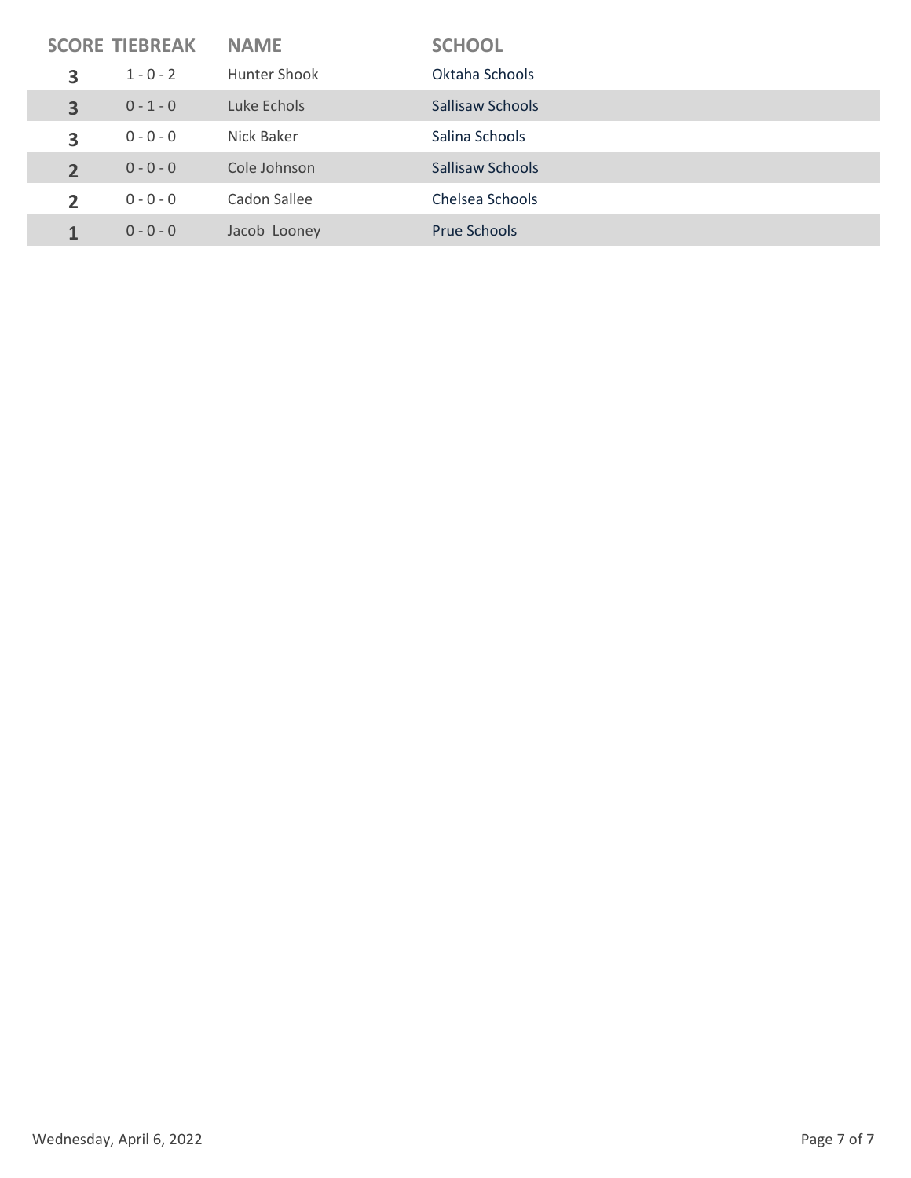| SCORE | TIEBREAK | NAME | SCHOOL |
| --- | --- | --- | --- |
| 3 | 1 - 0 - 2 | Hunter Shook | Oktaha Schools |
| 3 | 0 - 1 - 0 | Luke Echols | Sallisaw Schools |
| 3 | 0 - 0 - 0 | Nick Baker | Salina Schools |
| 2 | 0 - 0 - 0 | Cole Johnson | Sallisaw Schools |
| 2 | 0 - 0 - 0 | Cadon Sallee | Chelsea Schools |
| 1 | 0 - 0 - 0 | Jacob Looney | Prue Schools |

Wednesday, April 6, 2022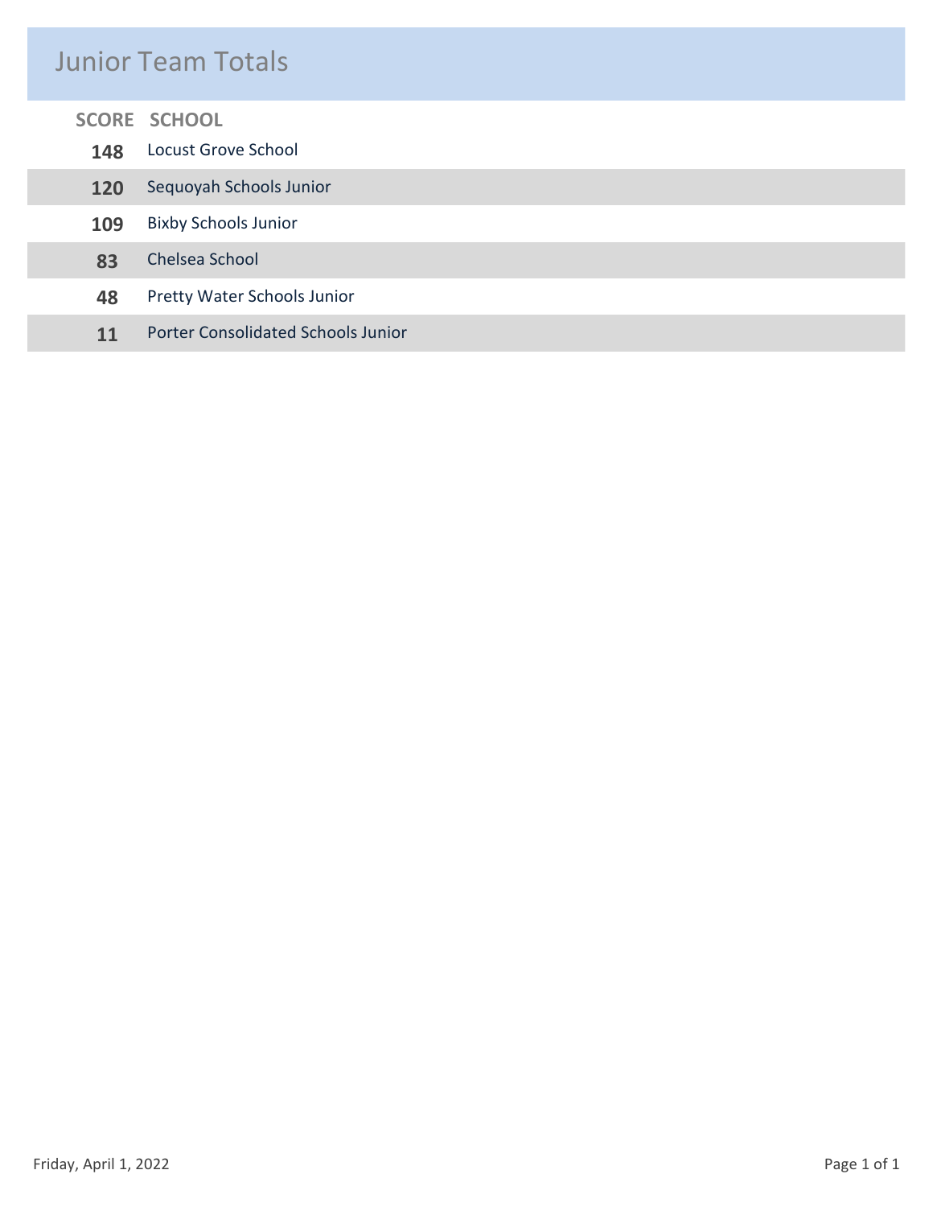# Junior Team Totals

| SCORE | SCHOOL |
|---|---|
| 148 | Locust Grove School |
| 120 | Sequoyah Schools Junior |
| 109 | Bixby Schools Junior |
| 83 | Chelsea School |
| 48 | Pretty Water Schools Junior |
| 11 | Porter Consolidated Schools Junior |

Friday, April 1, 2022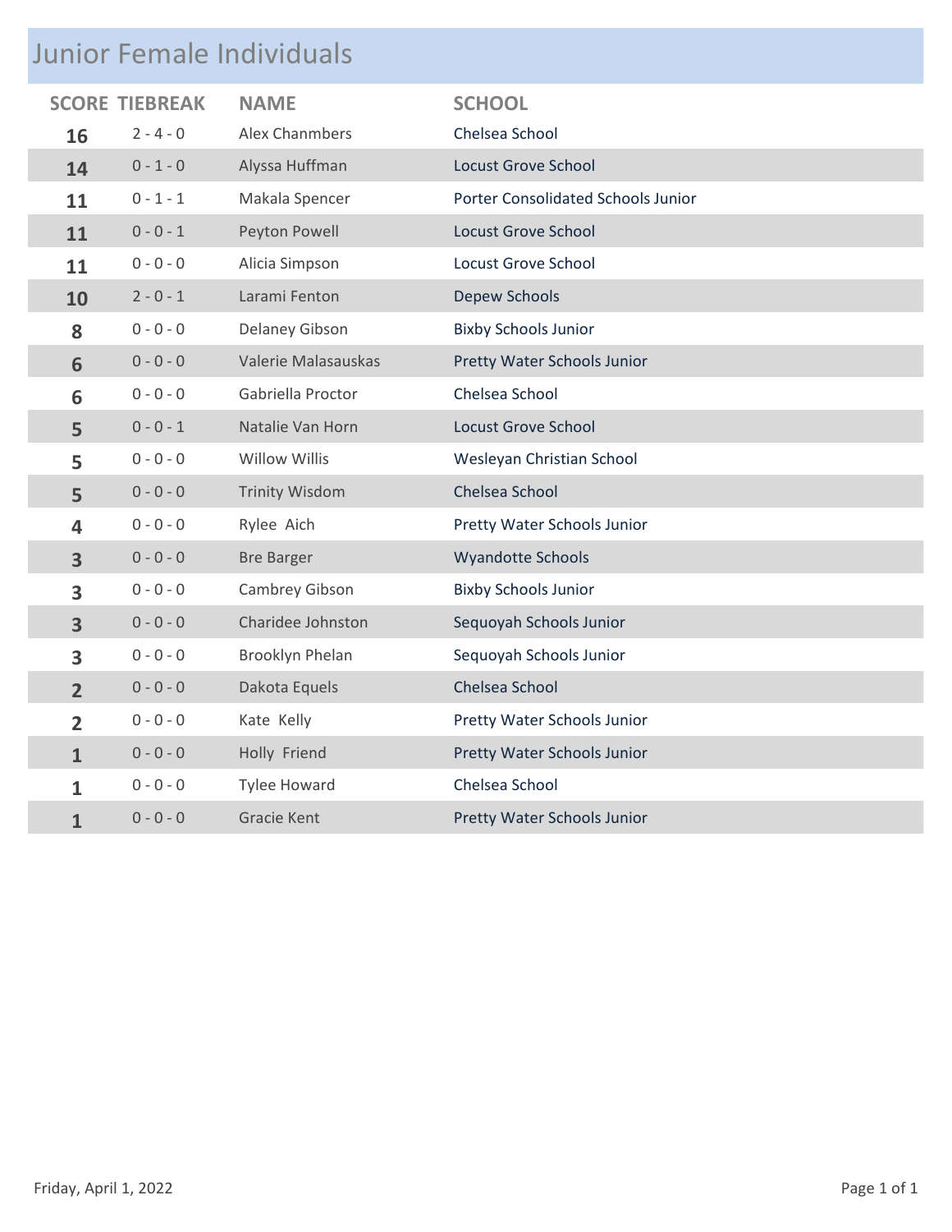## Junior Female Individuals

| SCORE | TIEBREAK | NAME | SCHOOL |
|---|---|---|---|
| **16** | 2 - 4 - 0 | Alex Chanmbers | Chelsea School |
| **14** | 0 - 1 - 0 | Alyssa Huffman | Locust Grove School |
| **11** | 0 - 1 - 1 | Makala Spencer | Porter Consolidated Schools Junior |
| **11** | 0 - 0 - 1 | Peyton Powell | Locust Grove School |
| **11** | 0 - 0 - 0 | Alicia Simpson | Locust Grove School |
| **10** | 2 - 0 - 1 | Larami Fenton | Depew Schools |
| **8** | 0 - 0 - 0 | Delaney Gibson | Bixby Schools Junior |
| **6** | 0 - 0 - 0 | Valerie Malasauskas | Pretty Water Schools Junior |
| **6** | 0 - 0 - 0 | Gabriella Proctor | Chelsea School |
| **5** | 0 - 0 - 1 | Natalie Van Horn | Locust Grove School |
| **5** | 0 - 0 - 0 | Willow Willis | Wesleyan Christian School |
| **5** | 0 - 0 - 0 | Trinity Wisdom | Chelsea School |
| **4** | 0 - 0 - 0 | Rylee Aich | Pretty Water Schools Junior |
| **3** | 0 - 0 - 0 | Bre Barger | Wyandotte Schools |
| **3** | 0 - 0 - 0 | Cambrey Gibson | Bixby Schools Junior |
| **3** | 0 - 0 - 0 | Charidee Johnston | Sequoyah Schools Junior |
| **3** | 0 - 0 - 0 | Brooklyn Phelan | Sequoyah Schools Junior |
| **2** | 0 - 0 - 0 | Dakota Equels | Chelsea School |
| **2** | 0 - 0 - 0 | Kate Kelly | Pretty Water Schools Junior |
| **1** | 0 - 0 - 0 | Holly Friend | Pretty Water Schools Junior |
| **1** | 0 - 0 - 0 | Tylee Howard | Chelsea School |
| **1** | 0 - 0 - 0 | Gracie Kent | Pretty Water Schools Junior |

Friday, April 1, 2022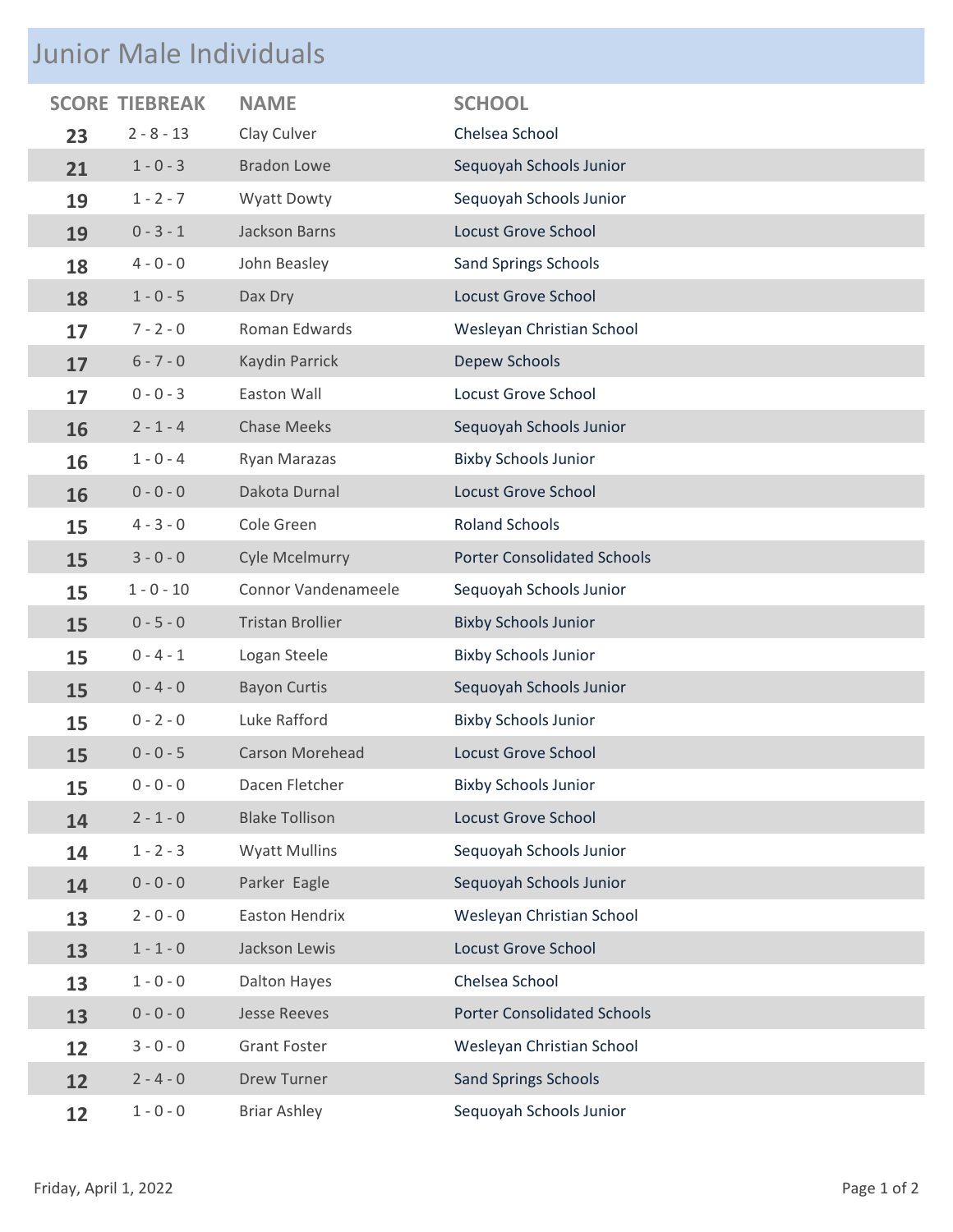# Junior Male Individuals

| SCORE | TIEBREAK | NAME | SCHOOL |
|---|---|---|---|
| 23 | 2 - 8 - 13 | Clay Culver | Chelsea School |
| 21 | 1 - 0 - 3 | Bradon Lowe | Sequoyah Schools Junior |
| 19 | 1 - 2 - 7 | Wyatt Dowty | Sequoyah Schools Junior |
| 19 | 0 - 3 - 1 | Jackson Barns | Locust Grove School |
| 18 | 4 - 0 - 0 | John Beasley | Sand Springs Schools |
| 18 | 1 - 0 - 5 | Dax Dry | Locust Grove School |
| 17 | 7 - 2 - 0 | Roman Edwards | Wesleyan Christian School |
| 17 | 6 - 7 - 0 | Kaydin Parrick | Depew Schools |
| 17 | 0 - 0 - 3 | Easton Wall | Locust Grove School |
| 16 | 2 - 1 - 4 | Chase Meeks | Sequoyah Schools Junior |
| 16 | 1 - 0 - 4 | Ryan Marazas | Bixby Schools Junior |
| 16 | 0 - 0 - 0 | Dakota Durnal | Locust Grove School |
| 15 | 4 - 3 - 0 | Cole Green | Roland Schools |
| 15 | 3 - 0 - 0 | Cyle Mcelmurry | Porter Consolidated Schools |
| 15 | 1 - 0 - 10 | Connor Vandenameele | Sequoyah Schools Junior |
| 15 | 0 - 5 - 0 | Tristan Brollier | Bixby Schools Junior |
| 15 | 0 - 4 - 1 | Logan Steele | Bixby Schools Junior |
| 15 | 0 - 4 - 0 | Bayon Curtis | Sequoyah Schools Junior |
| 15 | 0 - 2 - 0 | Luke Rafford | Bixby Schools Junior |
| 15 | 0 - 0 - 5 | Carson Morehead | Locust Grove School |
| 15 | 0 - 0 - 0 | Dacen Fletcher | Bixby Schools Junior |
| 14 | 2 - 1 - 0 | Blake Tollison | Locust Grove School |
| 14 | 1 - 2 - 3 | Wyatt Mullins | Sequoyah Schools Junior |
| 14 | 0 - 0 - 0 | Parker Eagle | Sequoyah Schools Junior |
| 13 | 2 - 0 - 0 | Easton Hendrix | Wesleyan Christian School |
| 13 | 1 - 1 - 0 | Jackson Lewis | Locust Grove School |
| 13 | 1 - 0 - 0 | Dalton Hayes | Chelsea School |
| 13 | 0 - 0 - 0 | Jesse Reeves | Porter Consolidated Schools |
| 12 | 3 - 0 - 0 | Grant Foster | Wesleyan Christian School |
| 12 | 2 - 4 - 0 | Drew Turner | Sand Springs Schools |
| 12 | 1 - 0 - 0 | Briar Ashley | Sequoyah Schools Junior |

Friday, April 1, 2022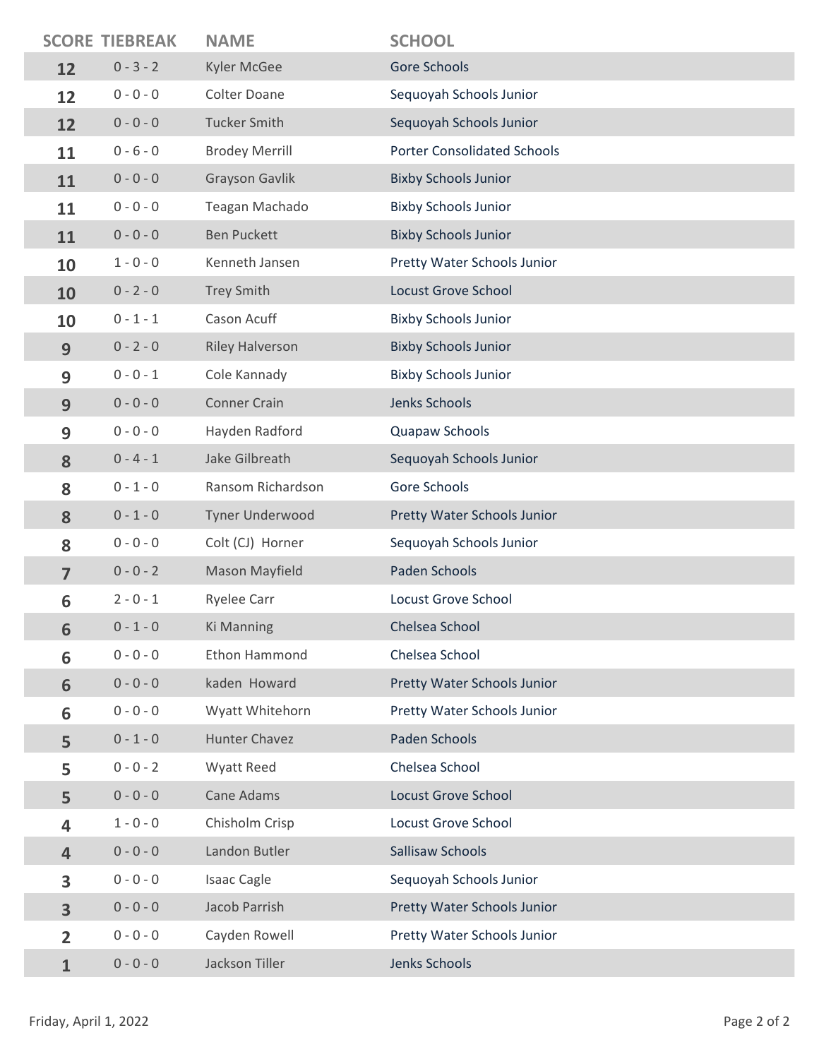| SCORE | TIEBREAK | NAME | SCHOOL |
|---|---|---|---|
| 12 | 0 - 3 - 2 | Kyler McGee | Gore Schools |
| 12 | 0 - 0 - 0 | Colter Doane | Sequoyah Schools Junior |
| 12 | 0 - 0 - 0 | Tucker Smith | Sequoyah Schools Junior |
| 11 | 0 - 6 - 0 | Brodey Merrill | Porter Consolidated Schools |
| 11 | 0 - 0 - 0 | Grayson Gavlik | Bixby Schools Junior |
| 11 | 0 - 0 - 0 | Teagan Machado | Bixby Schools Junior |
| 11 | 0 - 0 - 0 | Ben Puckett | Bixby Schools Junior |
| 10 | 1 - 0 - 0 | Kenneth Jansen | Pretty Water Schools Junior |
| 10 | 0 - 2 - 0 | Trey Smith | Locust Grove School |
| 10 | 0 - 1 - 1 | Cason Acuff | Bixby Schools Junior |
| 9 | 0 - 2 - 0 | Riley Halverson | Bixby Schools Junior |
| 9 | 0 - 0 - 1 | Cole Kannady | Bixby Schools Junior |
| 9 | 0 - 0 - 0 | Conner Crain | Jenks Schools |
| 9 | 0 - 0 - 0 | Hayden Radford | Quapaw Schools |
| 8 | 0 - 4 - 1 | Jake Gilbreath | Sequoyah Schools Junior |
| 8 | 0 - 1 - 0 | Ransom Richardson | Gore Schools |
| 8 | 0 - 1 - 0 | Tyner Underwood | Pretty Water Schools Junior |
| 8 | 0 - 0 - 0 | Colt (CJ) Horner | Sequoyah Schools Junior |
| 7 | 0 - 0 - 2 | Mason Mayfield | Paden Schools |
| 6 | 2 - 0 - 1 | Ryelee Carr | Locust Grove School |
| 6 | 0 - 1 - 0 | Ki Manning | Chelsea School |
| 6 | 0 - 0 - 0 | Ethon Hammond | Chelsea School |
| 6 | 0 - 0 - 0 | kaden Howard | Pretty Water Schools Junior |
| 6 | 0 - 0 - 0 | Wyatt Whitehorn | Pretty Water Schools Junior |
| 5 | 0 - 1 - 0 | Hunter Chavez | Paden Schools |
| 5 | 0 - 0 - 2 | Wyatt Reed | Chelsea School |
| 5 | 0 - 0 - 0 | Cane Adams | Locust Grove School |
| 4 | 1 - 0 - 0 | Chisholm Crisp | Locust Grove School |
| 4 | 0 - 0 - 0 | Landon Butler | Sallisaw Schools |
| 3 | 0 - 0 - 0 | Isaac Cagle | Sequoyah Schools Junior |
| 3 | 0 - 0 - 0 | Jacob Parrish | Pretty Water Schools Junior |
| 2 | 0 - 0 - 0 | Cayden Rowell | Pretty Water Schools Junior |
| 1 | 0 - 0 - 0 | Jackson Tiller | Jenks Schools |

Friday, April 1, 2022